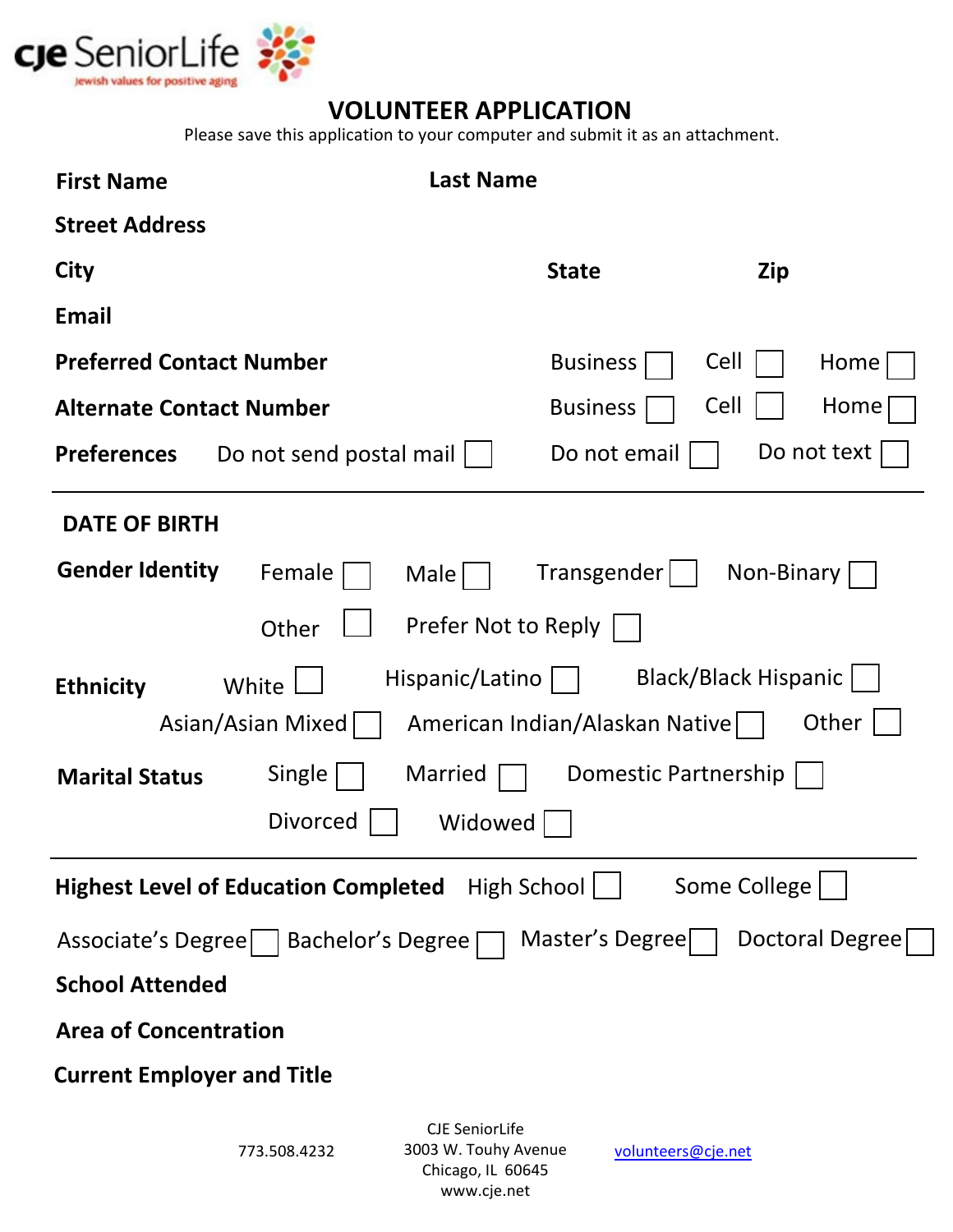cje SeniorLife
jewish values for positive aging

# VOLUNTEER APPLICATION

Please save this application to your computer and submit it as an attachment.

**First Name** **Last Name**

**Street Address**

**City** **State** **Zip**

**Email**

**Preferred Contact Number** Business ☐ Cell ☐ Home ☐

**Alternate Contact Number** Business ☐ Cell ☐ Home ☐

**Preferences** Do not send postal mail ☐ Do not email ☐ Do not text ☐

---

**DATE OF BIRTH**

**Gender Identity** Female ☐ Male ☐ Transgender ☐ Non-Binary ☐ Other ☐ Prefer Not to Reply ☐

**Ethnicity** White ☐ Hispanic/Latino ☐ Black/Black Hispanic ☐ Asian/Asian Mixed ☐ American Indian/Alaskan Native ☐ Other ☐

**Marital Status** Single ☐ Married ☐ Domestic Partnership ☐ Divorced ☐ Widowed ☐

---

**Highest Level of Education Completed** High School ☐ Some College ☐ Associate's Degree ☐ Bachelor's Degree ☐ Master's Degree ☐ Doctoral Degree ☐

**School Attended**

**Area of Concentration**

**Current Employer and Title**

773.508.4232

CJE SeniorLife
3003 W. Touhy Avenue
Chicago, IL 60645
www.cje.net

volunteers@cje.net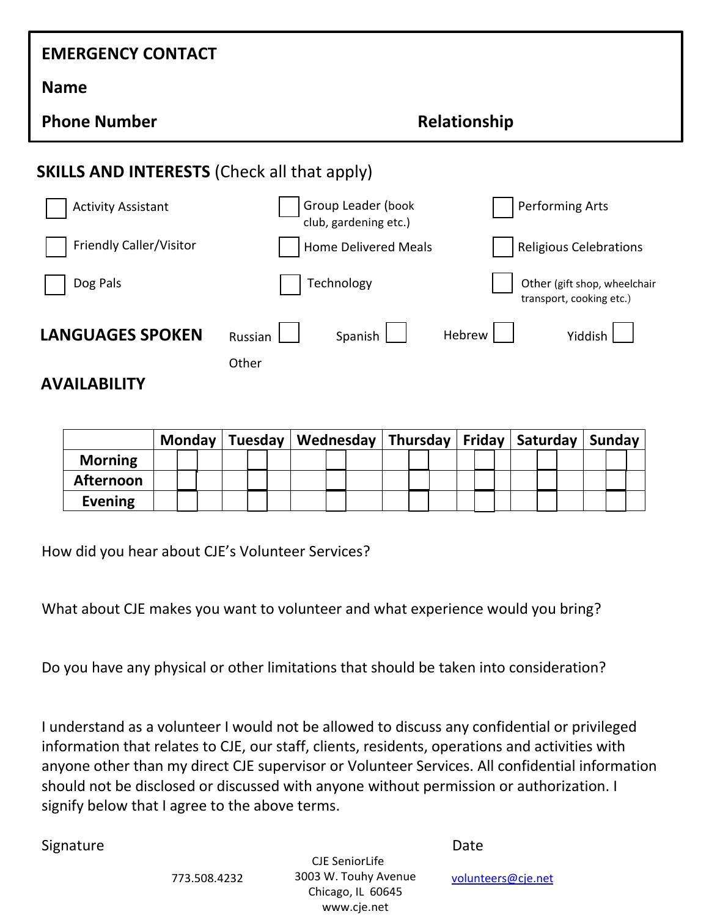## EMERGENCY CONTACT

**Name**

**Phone Number** **Relationship**

## SKILLS AND INTERESTS (Check all that apply)

- ☐ Activity Assistant
- ☐ Group Leader (book club, gardening etc.)
- ☐ Performing Arts
- ☐ Friendly Caller/Visitor
- ☐ Home Delivered Meals
- ☐ Religious Celebrations
- ☐ Dog Pals
- ☐ Technology
- ☐ Other (gift shop, wheelchair transport, cooking etc.)

## LANGUAGES SPOKEN

Russian ☐ Spanish ☐ Hebrew ☐ Yiddish ☐

Other

## AVAILABILITY

| | Monday | Tuesday | Wednesday | Thursday | Friday | Saturday | Sunday |
|---|---|---|---|---|---|---|---|
| **Morning** | ☐ | ☐ | ☐ | ☐ | ☐ | ☐ | ☐ |
| **Afternoon** | ☐ | ☐ | ☐ | ☐ | ☐ | ☐ | ☐ |
| **Evening** | ☐ | ☐ | ☐ | ☐ | ☐ | ☐ | ☐ |

How did you hear about CJE's Volunteer Services?

What about CJE makes you want to volunteer and what experience would you bring?

Do you have any physical or other limitations that should be taken into consideration?

I understand as a volunteer I would not be allowed to discuss any confidential or privileged information that relates to CJE, our staff, clients, residents, operations and activities with anyone other than my direct CJE supervisor or Volunteer Services. All confidential information should not be disclosed or discussed with anyone without permission or authorization. I signify below that I agree to the above terms.

Signature Date

773.508.4232

CJE SeniorLife
3003 W. Touhy Avenue
Chicago, IL 60645
www.cje.net

volunteers@cje.net